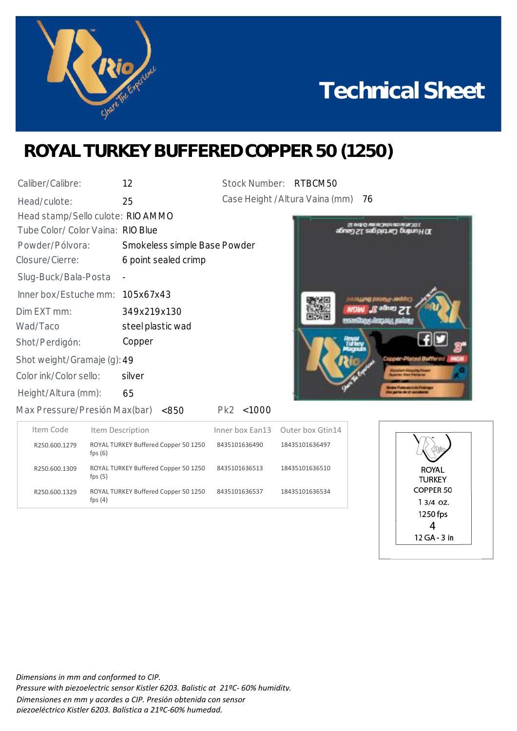# Technical Sheet

## ROYAL TURKEY BUFFERED COPPER 50 (1250)

Caliber/Calibre: 12

Head/culote: 25

Head stamp/Sello culote: RIO AMMO

Tube Color/ Color Vaina: RIO Blue

Powder/Pólvora: Smokeless simple Base Powder

Closure/Cierre: 6 point sealed crimp

Slug-Buck/Bala-Posta -

Inner box/Estuche mm: 105x67x43

Dim EXT mm: 349x219x130

Wad/Taco steel plastic wad

Shot/Perdigón: Copper

Shot weight/Gramaje (g): 49

Color ink/Color sello: silver

Height/Altura (mm): 65

Max Pressure/Presión Max(bar) <850 Pk2 <1000

Stock Number: RTBCM50

Case Height /Altura Vaina (mm) 76

| Item Code | Item Description | Inner box Ean13 | Outer box Gtin14 |
|---|---|---|---|
| R250.600.1279 | ROYAL TURKEY Buffered Copper 50 1250 fps (6) | 8435101636490 | 18435101636497 |
| R250.600.1309 | ROYAL TURKEY Buffered Copper 50 1250 fps (5) | 8435101636513 | 18435101636510 |
| R250.600.1329 | ROYAL TURKEY Buffered Copper 50 1250 fps (4) | 8435101636537 | 18435101636534 |

ROYAL TURKEY
COPPER 50
1 3/4 oz.
1250 fps
4
12 GA - 3 in

*Dimensions in mm and conformed to CIP.*
*Pressure with piezoelectric sensor Kistler 6203. Balistic at 21ºC- 60% humidity.*
*Dimensiones en mm y acordes a CIP. Presión obtenida con sensor piezoeléctrico Kistler 6203. Balística a 21ºC-60% humedad.*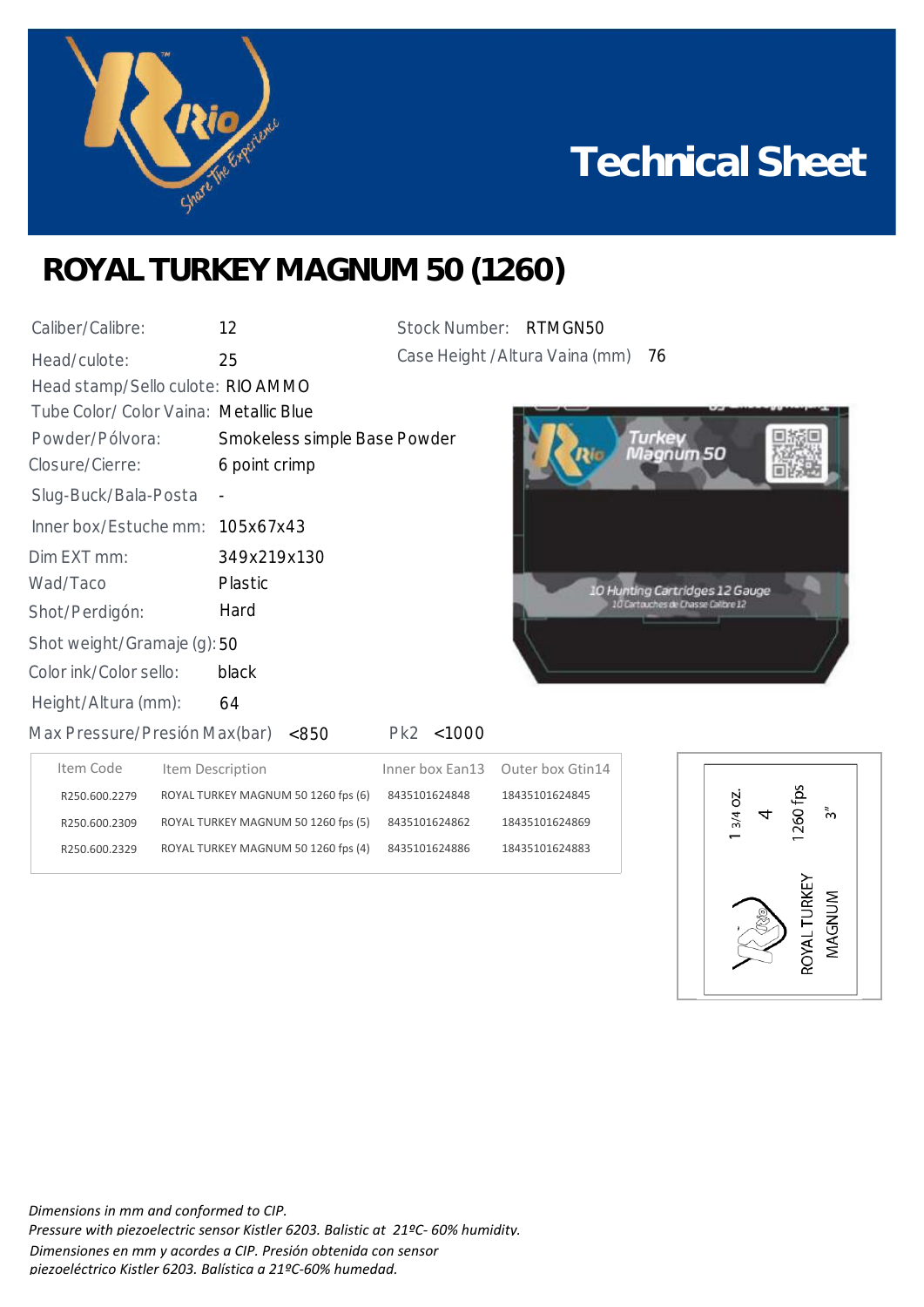Technical Sheet

# ROYAL TURKEY MAGNUM 50 (1260)

Caliber/Calibre: 12

Stock Number: RTMGN50

Head/culote: 25

Case Height / Altura Vaina (mm) 76

Head stamp/Sello culote: RIO AMMO

Tube Color/ Color Vaina: Metallic Blue

Powder/Pólvora: Smokeless simple Base Powder

Closure/Cierre: 6 point crimp

Slug-Buck/Bala-Posta -

Inner box/Estuche mm: 105x67x43

Dim EXT mm: 349x219x130

Wad/Taco Plastic

Shot/Perdigón: Hard

Shot weight/Gramaje (g): 50

Color ink/Color sello: black

Height/Altura (mm): 64

Max Pressure/Presión Max(bar) <850 Pk2 <1000

| Item Code | Item Description | Inner box Ean13 | Outer box Gtin14 |
|---|---|---|---|
| R250.600.2279 | ROYAL TURKEY MAGNUM 50 1260 fps (6) | 8435101624848 | 18435101624845 |
| R250.600.2309 | ROYAL TURKEY MAGNUM 50 1260 fps (5) | 8435101624862 | 18435101624869 |
| R250.600.2329 | ROYAL TURKEY MAGNUM 50 1260 fps (4) | 8435101624886 | 18435101624883 |

1 3/4 oz. 4 1260 fps 3"

ROYAL TURKEY MAGNUM

*Dimensions in mm and conformed to CIP.*
*Pressure with piezoelectric sensor Kistler 6203. Balistic at 21ºC- 60% humidity.*
*Dimensiones en mm y acordes a CIP. Presión obtenida con sensor piezoeléctrico Kistler 6203. Balística a 21ºC-60% humedad.*